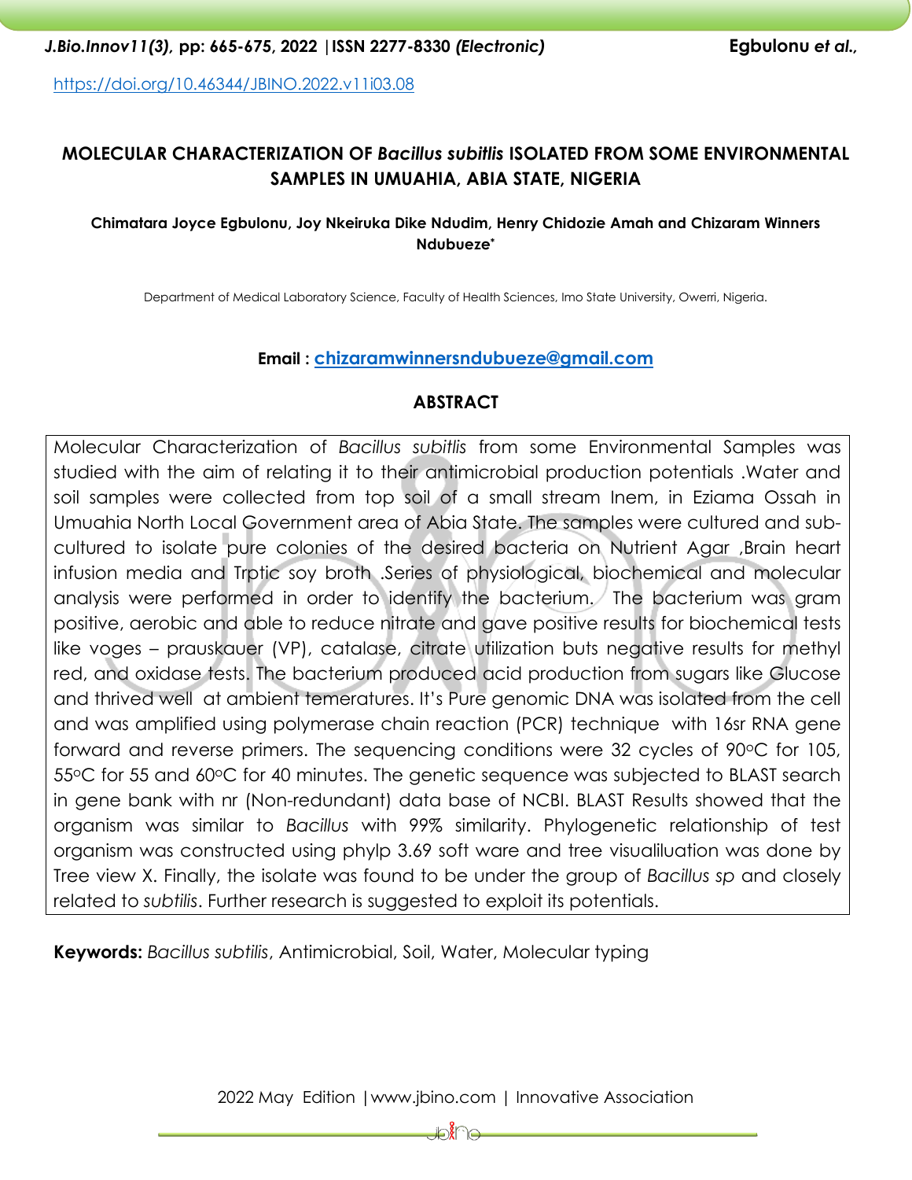https://doi.org/10.46344/JBINO.2022.v11i03.08

# MOLECULAR CHARACTERIZATION OF *Bacillus subitlis* ISOLATED FROM SOME ENVIRONMENTAL SAMPLES IN UMUAHIA, ABIA STATE, NIGERIA

**Chimatara Joyce Egbulonu, Joy Nkeiruka Dike Ndudim, Henry Chidozie Amah and Chizaram Winners Ndubueze***

Department of Medical Laboratory Science, Faculty of Health Sciences, Imo State University, Owerri, Nigeria.

**Email : chizaramwinnersndubueze@gmail.com**

## ABSTRACT

Molecular Characterization of *Bacillus subitlis* from some Environmental Samples was studied with the aim of relating it to their antimicrobial production potentials .Water and soil samples were collected from top soil of a small stream Inem, in Eziama Ossah in Umuahia North Local Government area of Abia State. The samples were cultured and sub-cultured to isolate pure colonies of the desired bacteria on Nutrient Agar ,Brain heart infusion media and Trptic soy broth .Series of physiological, biochemical and molecular analysis were performed in order to identify the bacterium. The bacterium was gram positive, aerobic and able to reduce nitrate and gave positive results for biochemical tests like voges – prauskauer (VP), catalase, citrate utilization buts negative results for methyl red, and oxidase tests. The bacterium produced acid production from sugars like Glucose and thrived well at ambient temeratures. It's Pure genomic DNA was isolated from the cell and was amplified using polymerase chain reaction (PCR) technique with 16sr RNA gene forward and reverse primers. The sequencing conditions were 32 cycles of 90$^{o}$C for 105, 55$^{o}$C for 55 and 60$^{o}$C for 40 minutes. The genetic sequence was subjected to BLAST search in gene bank with nr (Non-redundant) data base of NCBI. BLAST Results showed that the organism was similar to *Bacillus* with 99% similarity. Phylogenetic relationship of test organism was constructed using phylp 3.69 soft ware and tree visualiluation was done by Tree view X. Finally, the isolate was found to be under the group of *Bacillus sp* and closely related to *subtilis*. Further research is suggested to exploit its potentials.

**Keywords:** *Bacillus subtilis*, Antimicrobial, Soil, Water, Molecular typing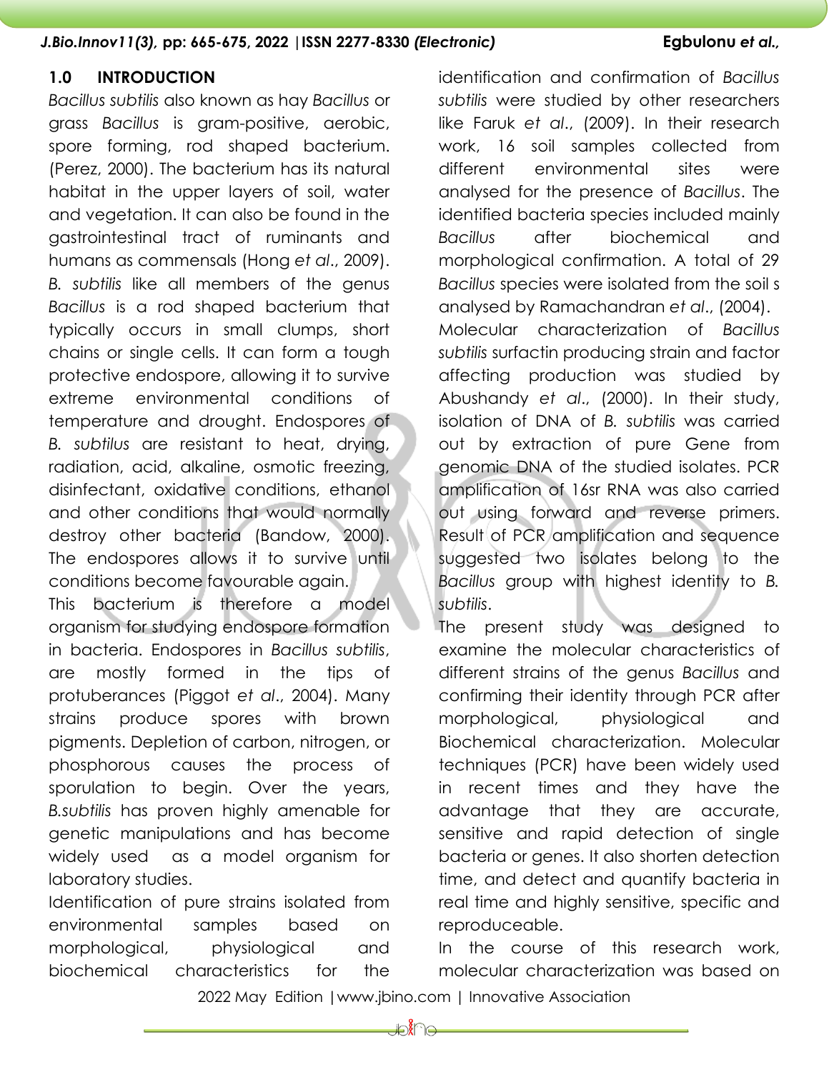## 1.0 INTRODUCTION

*Bacillus subtilis* also known as hay *Bacillus* or grass *Bacillus* is gram-positive, aerobic, spore forming, rod shaped bacterium. (Perez, 2000). The bacterium has its natural habitat in the upper layers of soil, water and vegetation. It can also be found in the gastrointestinal tract of ruminants and humans as commensals (Hong *et al*., 2009). *B. subtilis* like all members of the genus *Bacillus* is a rod shaped bacterium that typically occurs in small clumps, short chains or single cells. It can form a tough protective endospore, allowing it to survive extreme environmental conditions of temperature and drought. Endospores of *B. subtilus* are resistant to heat, drying, radiation, acid, alkaline, osmotic freezing, disinfectant, oxidative conditions, ethanol and other conditions that would normally destroy other bacteria (Bandow, 2000). The endospores allows it to survive until conditions become favourable again.

This bacterium is therefore a model organism for studying endospore formation in bacteria. Endospores in *Bacillus subtilis*, are mostly formed in the tips of protuberances (Piggot *et al*., 2004). Many strains produce spores with brown pigments. Depletion of carbon, nitrogen, or phosphorous causes the process of sporulation to begin. Over the years, *B.subtilis* has proven highly amenable for genetic manipulations and has become widely used as a model organism for laboratory studies.

Identification of pure strains isolated from environmental samples based on morphological, physiological and biochemical characteristics for the identification and confirmation of *Bacillus subtilis* were studied by other researchers like Faruk *et al*., (2009). In their research work, 16 soil samples collected from different environmental sites were analysed for the presence of *Bacillus*. The identified bacteria species included mainly *Bacillus* after biochemical and morphological confirmation. A total of 29 *Bacillus* species were isolated from the soil s analysed by Ramachandran *et al*., (2004).

Molecular characterization of *Bacillus subtilis* surfactin producing strain and factor affecting production was studied by Abushandy *et al*., (2000). In their study, isolation of DNA of *B. subtilis* was carried out by extraction of pure Gene from genomic DNA of the studied isolates. PCR amplification of 16sr RNA was also carried out using forward and reverse primers. Result of PCR amplification and sequence suggested two isolates belong to the *Bacillus* group with highest identity to *B. subtilis*.

The present study was designed to examine the molecular characteristics of different strains of the genus *Bacillus* and confirming their identity through PCR after morphological, physiological and Biochemical characterization. Molecular techniques (PCR) have been widely used in recent times and they have the advantage that they are accurate, sensitive and rapid detection of single bacteria or genes. It also shorten detection time, and detect and quantify bacteria in real time and highly sensitive, specific and reproduceable.

In the course of this research work, molecular characterization was based on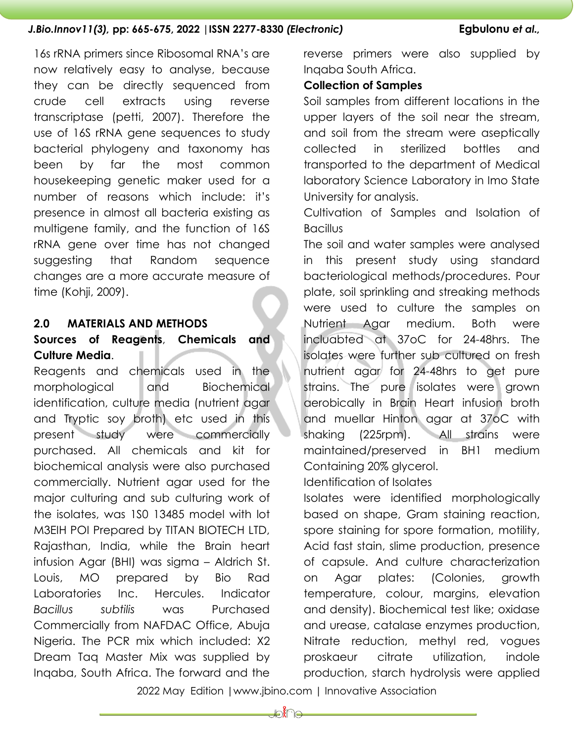16s rRNA primers since Ribosomal RNA's are now relatively easy to analyse, because they can be directly sequenced from crude cell extracts using reverse transcriptase (petti, 2007). Therefore the use of 16S rRNA gene sequences to study bacterial phylogeny and taxonomy has been by far the most common housekeeping genetic maker used for a number of reasons which include: it's presence in almost all bacteria existing as multigene family, and the function of 16S rRNA gene over time has not changed suggesting that Random sequence changes are a more accurate measure of time (Kohji, 2009).

## 2.0 MATERIALS AND METHODS

### Sources of Reagents, Chemicals and Culture Media.

Reagents and chemicals used in the morphological and Biochemical identification, culture media (nutrient agar and Tryptic soy broth) etc used in this present study were commercially purchased. All chemicals and kit for biochemical analysis were also purchased commercially. Nutrient agar used for the major culturing and sub culturing work of the isolates, was 1S0 13485 model with lot M3EIH POI Prepared by TITAN BIOTECH LTD, Rajasthan, India, while the Brain heart infusion Agar (BHI) was sigma – Aldrich St. Louis, MO prepared by Bio Rad Laboratories Inc. Hercules. Indicator *Bacillus subtilis* was Purchased Commercially from NAFDAC Office, Abuja Nigeria. The PCR mix which included: X2 Dream Taq Master Mix was supplied by Inqaba, South Africa. The forward and the reverse primers were also supplied by Inqaba South Africa.

### Collection of Samples

Soil samples from different locations in the upper layers of the soil near the stream, and soil from the stream were aseptically collected in sterilized bottles and transported to the department of Medical laboratory Science Laboratory in Imo State University for analysis.

Cultivation of Samples and Isolation of Bacillus

The soil and water samples were analysed in this present study using standard bacteriological methods/procedures. Pour plate, soil sprinkling and streaking methods were used to culture the samples on Nutrient Agar medium. Both were incluabted at 37oC for 24-48hrs. The isolates were further sub cultured on fresh nutrient agar for 24-48hrs to get pure strains. The pure isolates were grown aerobically in Brain Heart infusion broth and muellar Hinton agar at 37oC with shaking (225rpm). All strains were maintained/preserved in BH1 medium Containing 20% glycerol.

Identification of Isolates

Isolates were identified morphologically based on shape, Gram staining reaction, spore staining for spore formation, motility, Acid fast stain, slime production, presence of capsule. And culture characterization on Agar plates: (Colonies, growth temperature, colour, margins, elevation and density). Biochemical test like; oxidase and urease, catalase enzymes production, Nitrate reduction, methyl red, vogues proskaeur citrate utilization, indole production, starch hydrolysis were applied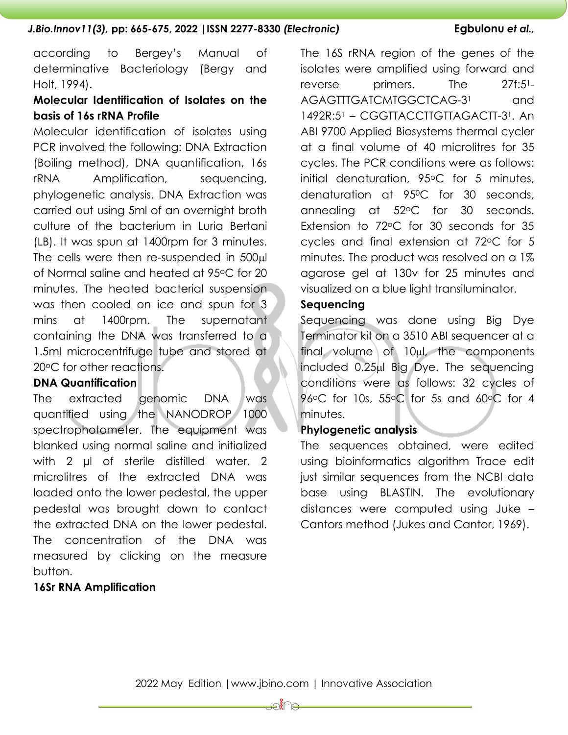according to Bergey's Manual of determinative Bacteriology (Bergy and Holt, 1994).

**Molecular Identification of Isolates on the basis of 16s rRNA Profile**

Molecular identification of isolates using PCR involved the following: DNA Extraction (Boiling method), DNA quantification, 16s rRNA Amplification, sequencing, phylogenetic analysis. DNA Extraction was carried out using 5ml of an overnight broth culture of the bacterium in Luria Bertani (LB). It was spun at 1400rpm for 3 minutes. The cells were then re-suspended in 500µl of Normal saline and heated at 95°C for 20 minutes. The heated bacterial suspension was then cooled on ice and spun for 3 mins at 1400rpm. The supernatant containing the DNA was transferred to a 1.5ml microcentrifuge tube and stored at 20°C for other reactions.

**DNA Quantification**

The extracted genomic DNA was quantified using the NANODROP 1000 spectrophotometer. The equipment was blanked using normal saline and initialized with 2 µl of sterile distilled water. 2 microlitres of the extracted DNA was loaded onto the lower pedestal, the upper pedestal was brought down to contact the extracted DNA on the lower pedestal. The concentration of the DNA was measured by clicking on the measure button.

**16Sr RNA Amplification**

The 16S rRNA region of the genes of the isolates were amplified using forward and reverse primers. The 27f:5'-AGAGTTTGATCMTGGCTCAG-3' and 1492R:5' – CGGTTACCTTGTTAGACTT-3'. An ABI 9700 Applied Biosystems thermal cycler at a final volume of 40 microlitres for 35 cycles. The PCR conditions were as follows: initial denaturation, 95°C for 5 minutes, denaturation at 95°C for 30 seconds, annealing at 52°C for 30 seconds. Extension to 72°C for 30 seconds for 35 cycles and final extension at 72°C for 5 minutes. The product was resolved on a 1% agarose gel at 130v for 25 minutes and visualized on a blue light transiluminator.

**Sequencing**

Sequencing was done using Big Dye Terminator kit on a 3510 ABI sequencer at a final volume of 10µl, the components included 0.25µl Big Dye. The sequencing conditions were as follows: 32 cycles of 96°C for 10s, 55°C for 5s and 60°C for 4 minutes.

**Phylogenetic analysis**

The sequences obtained, were edited using bioinformatics algorithm Trace edit just similar sequences from the NCBI data base using BLASTIN. The evolutionary distances were computed using Juke – Cantors method (Jukes and Cantor, 1969).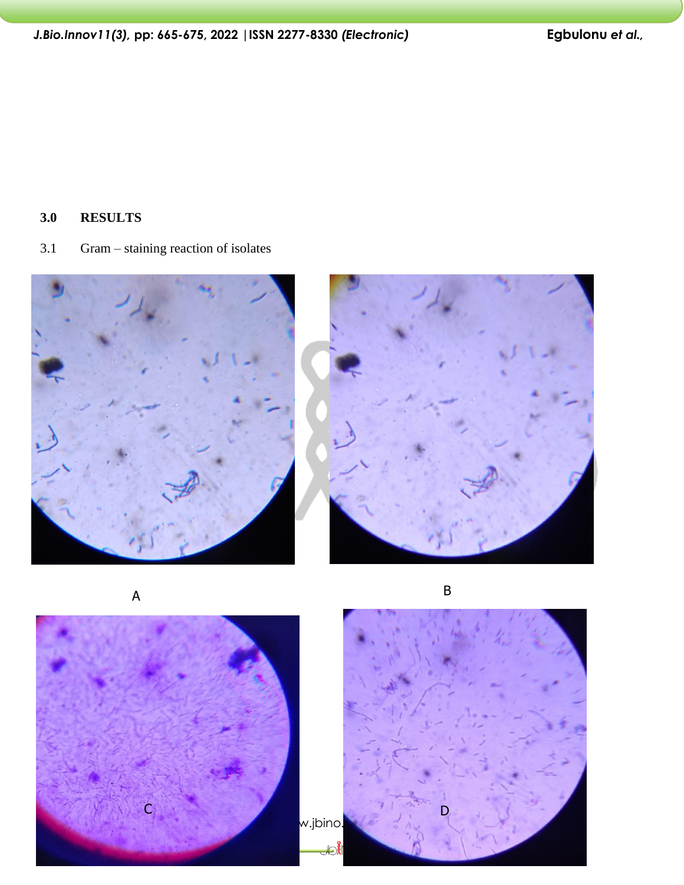## 3.0 RESULTS

3.1 Gram – staining reaction of isolates

A

B

C

D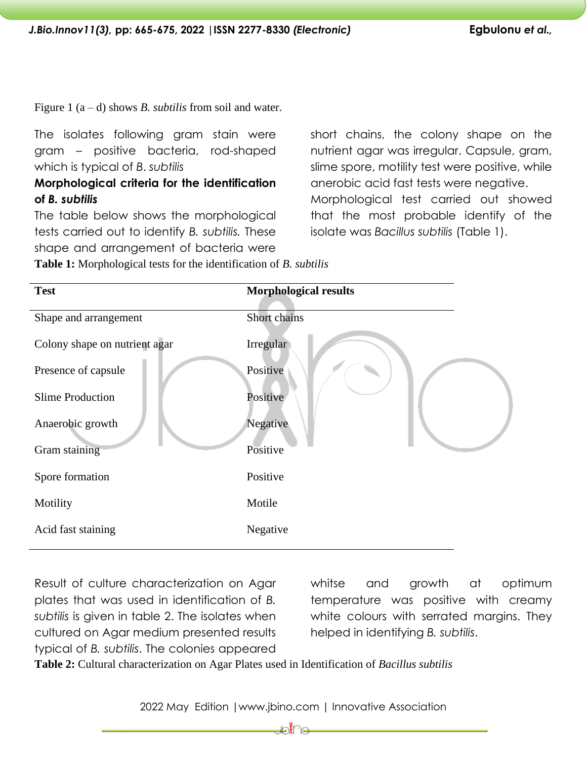Figure 1 (a – d) shows *B. subtilis* from soil and water.

The isolates following gram stain were gram – positive bacteria, rod-shaped which is typical of *B. subtilis*

**Morphological criteria for the identification of *B. subtilis***

The table below shows the morphological tests carried out to identify *B. subtilis.* These shape and arrangement of bacteria were short chains, the colony shape on the nutrient agar was irregular. Capsule, gram, slime spore, motility test were positive, while anerobic acid fast tests were negative.

Morphological test carried out showed that the most probable identify of the isolate was *Bacillus subtilis* (Table 1).

**Table 1:** Morphological tests for the identification of *B. subtilis*

| Test | Morphological results |
|---|---|
| Shape and arrangement | Short chains |
| Colony shape on nutrient agar | Irregular |
| Presence of capsule | Positive |
| Slime Production | Positive |
| Anaerobic growth | Negative |
| Gram staining | Positive |
| Spore formation | Positive |
| Motility | Motile |
| Acid fast staining | Negative |

Result of culture characterization on Agar plates that was used in identification of *B. subtilis* is given in table 2. The isolates when cultured on Agar medium presented results typical of *B. subtilis*. The colonies appeared whitse and growth at optimum temperature was positive with creamy white colours with serrated margins. They helped in identifying *B. subtilis*.

**Table 2:** Cultural characterization on Agar Plates used in Identification of *Bacillus subtilis*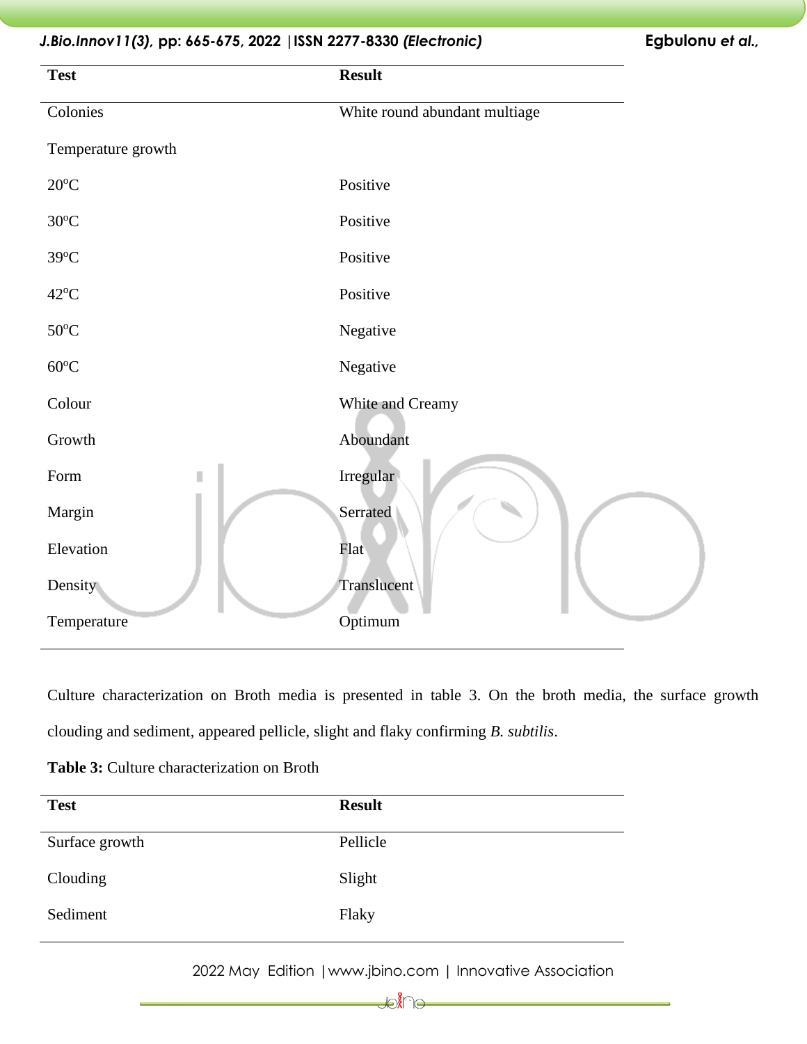| Test | Result |
|---|---|
| Colonies | White round abundant multiage |
| Temperature growth | |
| 20$^{o}$C | Positive |
| 30$^{o}$C | Positive |
| 39$^{o}$C | Positive |
| 42$^{o}$C | Positive |
| 50$^{o}$C | Negative |
| 60$^{o}$C | Negative |
| Colour | White and Creamy |
| Growth | Aboundant |
| Form | Irregular |
| Margin | Serrated |
| Elevation | Flat |
| Density | Translucent |
| Temperature | Optimum |

Culture characterization on Broth media is presented in table 3. On the broth media, the surface growth clouding and sediment, appeared pellicle, slight and flaky confirming *B. subtilis*.

**Table 3:** Culture characterization on Broth

| Test | Result |
|---|---|
| Surface growth | Pellicle |
| Clouding | Slight |
| Sediment | Flaky |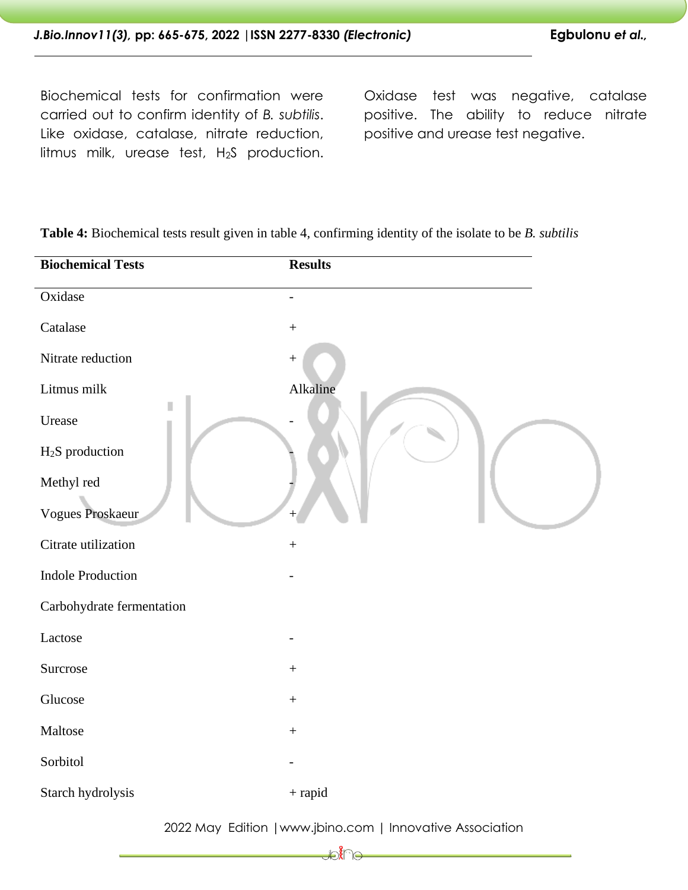Biochemical tests for confirmation were carried out to confirm identity of *B. subtilis*. Like oxidase, catalase, nitrate reduction, litmus milk, urease test, $H_2S$ production. Oxidase test was negative, catalase positive. The ability to reduce nitrate positive and urease test negative.

**Table 4:** Biochemical tests result given in table 4, confirming identity of the isolate to be *B. subtilis*

| Biochemical Tests | Results |
|---|---|
| Oxidase | - |
| Catalase | + |
| Nitrate reduction | + |
| Litmus milk | Alkaline |
| Urease | - |
| $H_2S$ production | - |
| Methyl red | - |
| Vogues Proskaeur | + |
| Citrate utilization | + |
| Indole Production | - |
| Carbohydrate fermentation | |
| Lactose | - |
| Surcrose | + |
| Glucose | + |
| Maltose | + |
| Sorbitol | - |
| Starch hydrolysis | + rapid |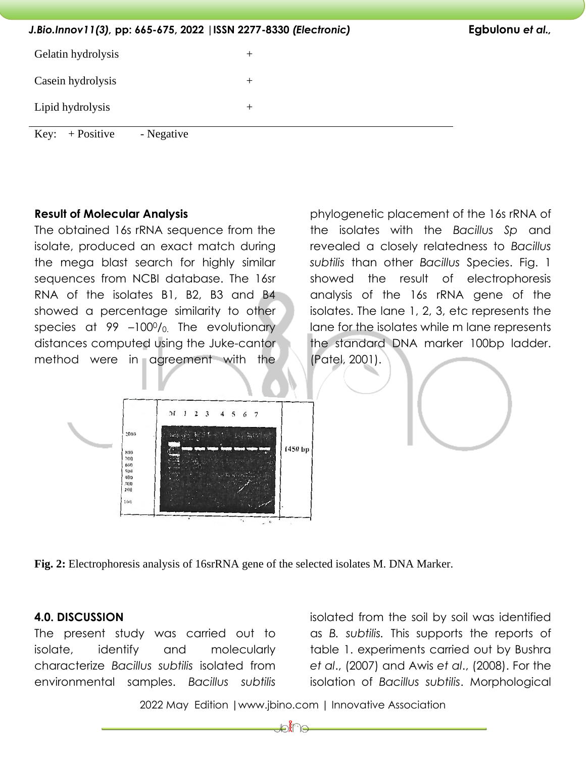| | |
|---|---|
| Gelatin hydrolysis | + |
| Casein hydrolysis | + |
| Lipid hydrolysis | + |

Key: + Positive - Negative

**Result of Molecular Analysis**

The obtained 16s rRNA sequence from the isolate, produced an exact match during the mega blast search for highly similar sequences from NCBI database. The 16sr RNA of the isolates B1, B2, B3 and B4 showed a percentage similarity to other species at 99 –100⁰/₀. The evolutionary distances computed using the Juke-cantor method were in agreement with the phylogenetic placement of the 16s rRNA of the isolates with the *Bacillus Sp* and revealed a closely relatedness to *Bacillus subtilis* than other *Bacillus* Species. Fig. 1 showed the result of electrophoresis analysis of the 16s rRNA gene of the isolates. The lane 1, 2, 3, etc represents the lane for the isolates while m lane represents the standard DNA marker 100bp ladder. (Patel, 2001).

**Fig. 2:** Electrophoresis analysis of 16srRNA gene of the selected isolates M. DNA Marker.

**4.0. DISCUSSION**

The present study was carried out to isolate, identify and molecularly characterize *Bacillus subtilis* isolated from environmental samples. *Bacillus subtilis* isolated from the soil by soil was identified as *B. subtilis.* This supports the reports of table 1. experiments carried out by Bushra *et al*., (2007) and Awis *et al*., (2008). For the isolation of *Bacillus subtilis*. Morphological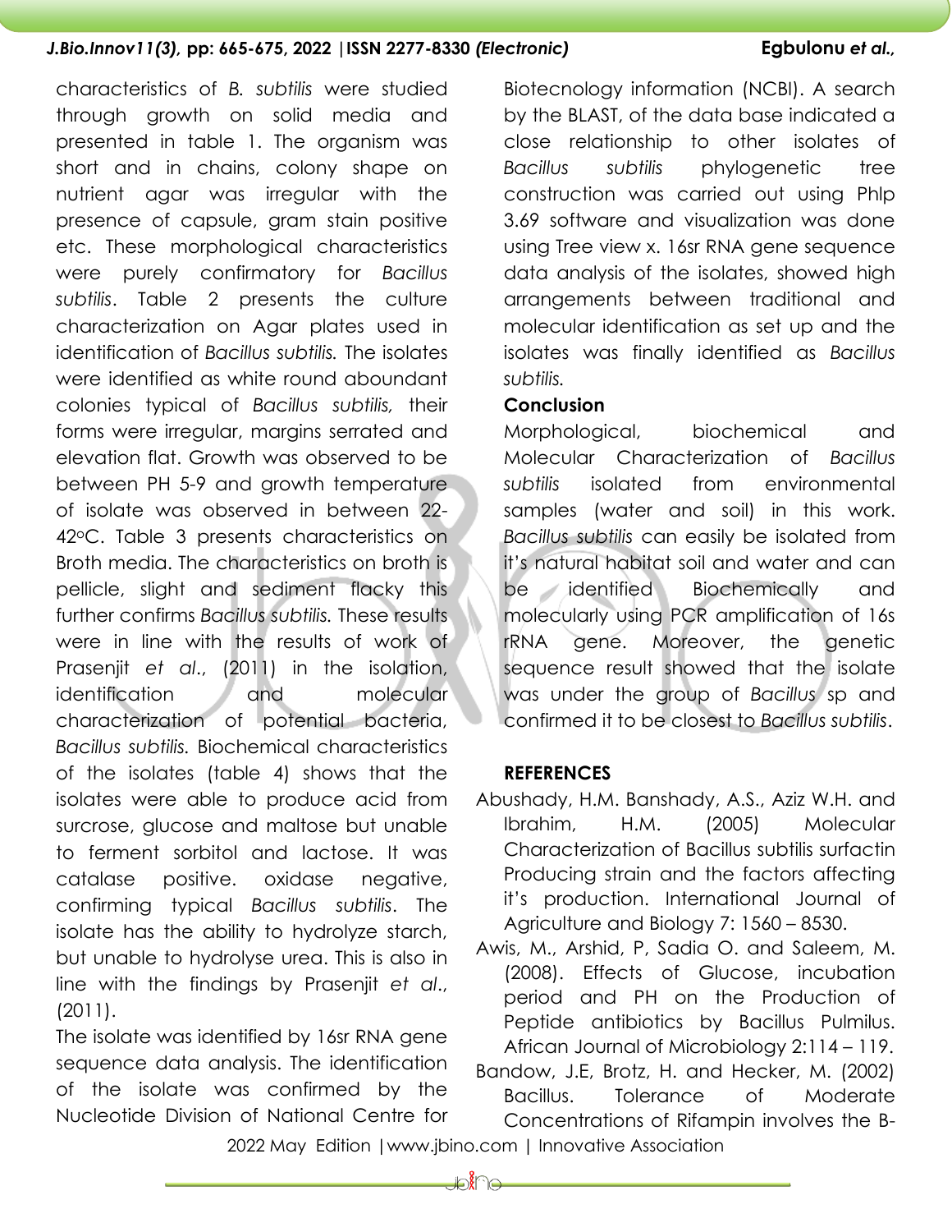characteristics of *B. subtilis* were studied through growth on solid media and presented in table 1. The organism was short and in chains, colony shape on nutrient agar was irregular with the presence of capsule, gram stain positive etc. These morphological characteristics were purely confirmatory for *Bacillus subtilis*. Table 2 presents the culture characterization on Agar plates used in identification of *Bacillus subtilis.* The isolates were identified as white round aboundant colonies typical of *Bacillus subtilis,* their forms were irregular, margins serrated and elevation flat. Growth was observed to be between PH 5-9 and growth temperature of isolate was observed in between 22-42$^{o}$C. Table 3 presents characteristics on Broth media. The characteristics on broth is pellicle, slight and sediment flacky this further confirms *Bacillus subtilis.* These results were in line with the results of work of Prasenjit *et al*., (2011) in the isolation, identification and molecular characterization of potential bacteria, *Bacillus subtilis.* Biochemical characteristics of the isolates (table 4) shows that the isolates were able to produce acid from surcrose, glucose and maltose but unable to ferment sorbitol and lactose. It was catalase positive. oxidase negative, confirming typical *Bacillus subtilis*. The isolate has the ability to hydrolyze starch, but unable to hydrolyse urea. This is also in line with the findings by Prasenjit *et al*., (2011).

The isolate was identified by 16sr RNA gene sequence data analysis. The identification of the isolate was confirmed by the Nucleotide Division of National Centre for Biotecnology information (NCBI). A search by the BLAST, of the data base indicated a close relationship to other isolates of *Bacillus subtilis* phylogenetic tree construction was carried out using Phlp 3.69 software and visualization was done using Tree view x. 16sr RNA gene sequence data analysis of the isolates, showed high arrangements between traditional and molecular identification as set up and the isolates was finally identified as *Bacillus subtilis.*

## Conclusion

Morphological, biochemical and Molecular Characterization of *Bacillus subtilis* isolated from environmental samples (water and soil) in this work. *Bacillus subtilis* can easily be isolated from it's natural habitat soil and water and can be identified Biochemically and molecularly using PCR amplification of 16s rRNA gene. Moreover, the genetic sequence result showed that the isolate was under the group of *Bacillus* sp and confirmed it to be closest to *Bacillus subtilis*.

## REFERENCES

Abushady, H.M. Banshady, A.S., Aziz W.H. and Ibrahim, H.M. (2005) Molecular Characterization of Bacillus subtilis surfactin Producing strain and the factors affecting it's production. International Journal of Agriculture and Biology 7: 1560 – 8530.

Awis, M., Arshid, P, Sadia O. and Saleem, M. (2008). Effects of Glucose, incubation period and PH on the Production of Peptide antibiotics by Bacillus Pulmilus. African Journal of Microbiology 2:114 – 119.

Bandow, J.E, Brotz, H. and Hecker, M. (2002) Bacillus. Tolerance of Moderate Concentrations of Rifampin involves the B-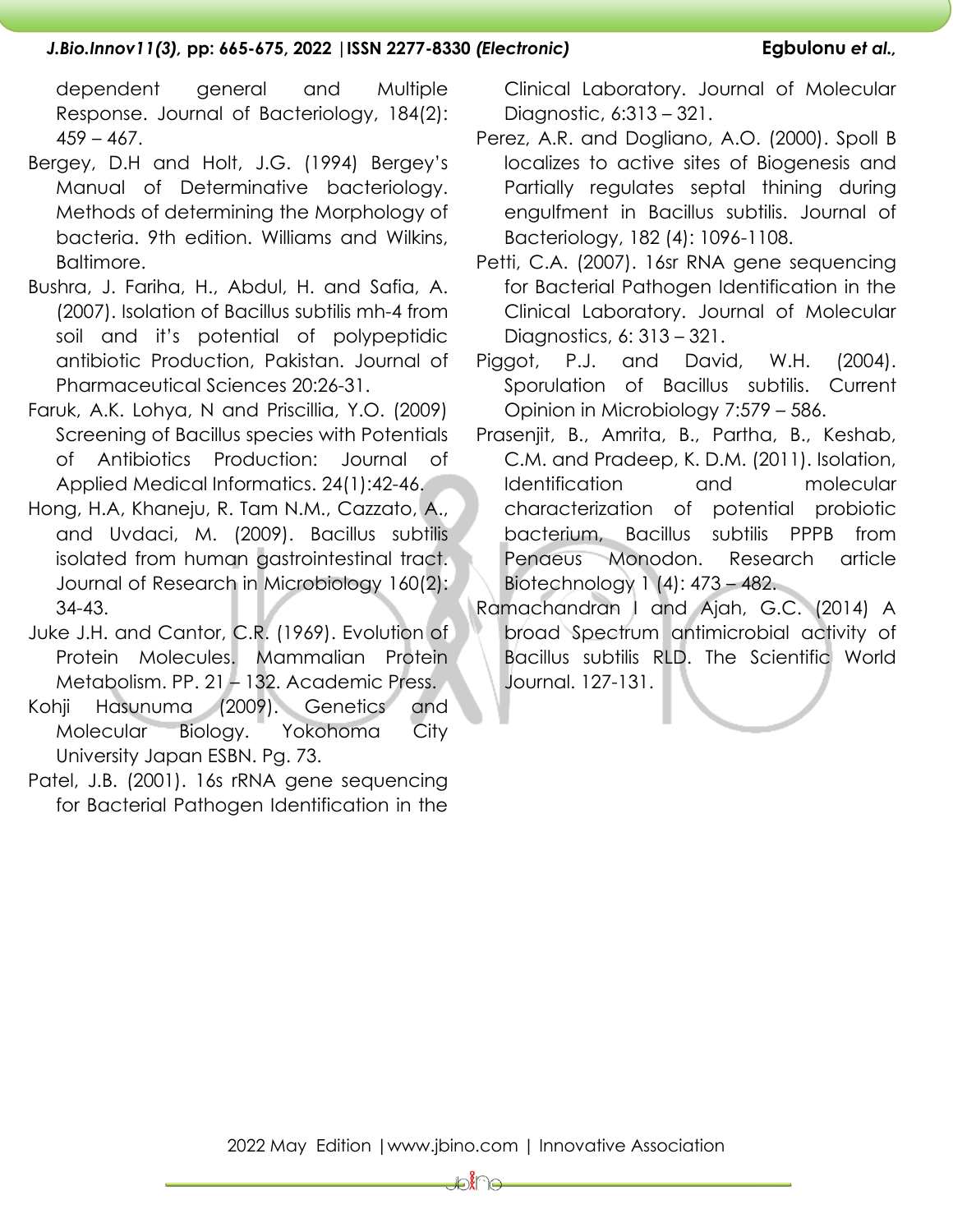dependent general and Multiple Response. Journal of Bacteriology, 184(2): 459 – 467.

Bergey, D.H and Holt, J.G. (1994) Bergey's Manual of Determinative bacteriology. Methods of determining the Morphology of bacteria. 9th edition. Williams and Wilkins, Baltimore.

Bushra, J. Fariha, H., Abdul, H. and Safia, A. (2007). Isolation of Bacillus subtilis mh-4 from soil and it's potential of polypeptidic antibiotic Production, Pakistan. Journal of Pharmaceutical Sciences 20:26-31.

Faruk, A.K. Lohya, N and Priscillia, Y.O. (2009) Screening of Bacillus species with Potentials of Antibiotics Production: Journal of Applied Medical Informatics. 24(1):42-46.

Hong, H.A, Khaneju, R. Tam N.M., Cazzato, A., and Uvdaci, M. (2009). Bacillus subtilis isolated from human gastrointestinal tract. Journal of Research in Microbiology 160(2): 34-43.

Juke J.H. and Cantor, C.R. (1969). Evolution of Protein Molecules. Mammalian Protein Metabolism. PP. 21 – 132. Academic Press.

Kohji Hasunuma (2009). Genetics and Molecular Biology. Yokohoma City University Japan ESBN. Pg. 73.

Patel, J.B. (2001). 16s rRNA gene sequencing for Bacterial Pathogen Identification in the Clinical Laboratory. Journal of Molecular Diagnostic, 6:313 – 321.

Perez, A.R. and Dogliano, A.O. (2000). Spoll B localizes to active sites of Biogenesis and Partially regulates septal thining during engulfment in Bacillus subtilis. Journal of Bacteriology, 182 (4): 1096-1108.

Petti, C.A. (2007). 16sr RNA gene sequencing for Bacterial Pathogen Identification in the Clinical Laboratory. Journal of Molecular Diagnostics, 6: 313 – 321.

Piggot, P.J. and David, W.H. (2004). Sporulation of Bacillus subtilis. Current Opinion in Microbiology 7:579 – 586.

Prasenjit, B., Amrita, B., Partha, B., Keshab, C.M. and Pradeep, K. D.M. (2011). Isolation, Identification and molecular characterization of potential probiotic bacterium, Bacillus subtilis PPPB from Penaeus Monodon. Research article Biotechnology 1 (4): 473 – 482.

Ramachandran I and Ajah, G.C. (2014) A broad Spectrum antimicrobial activity of Bacillus subtilis RLD. The Scientific World Journal. 127-131.